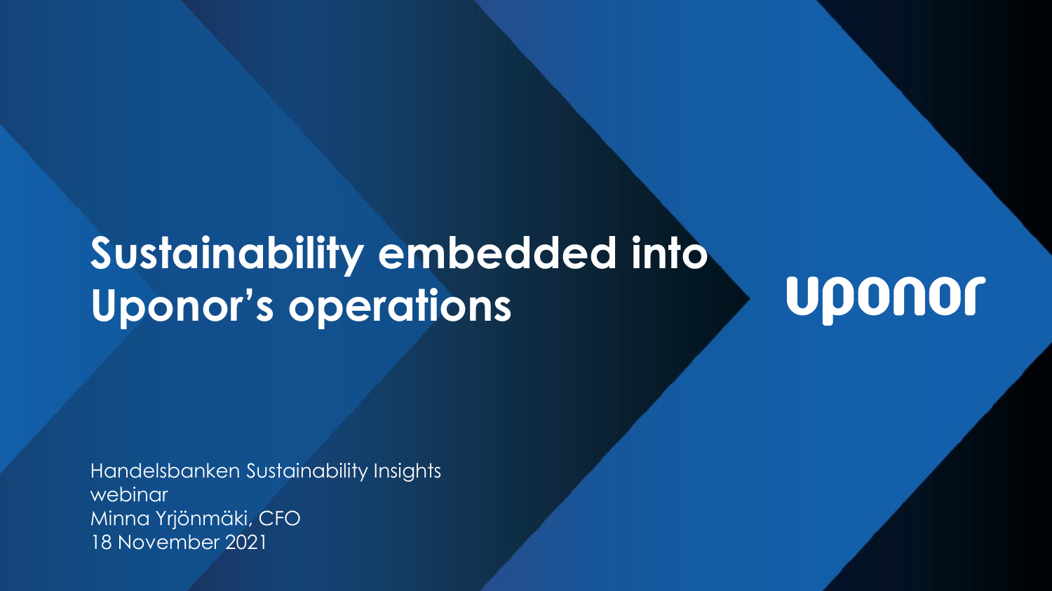# Sustainability embedded into Uponor's operations

uponor

Handelsbanken Sustainability Insights webinar
Minna Yrjönmäki, CFO
18 November 2021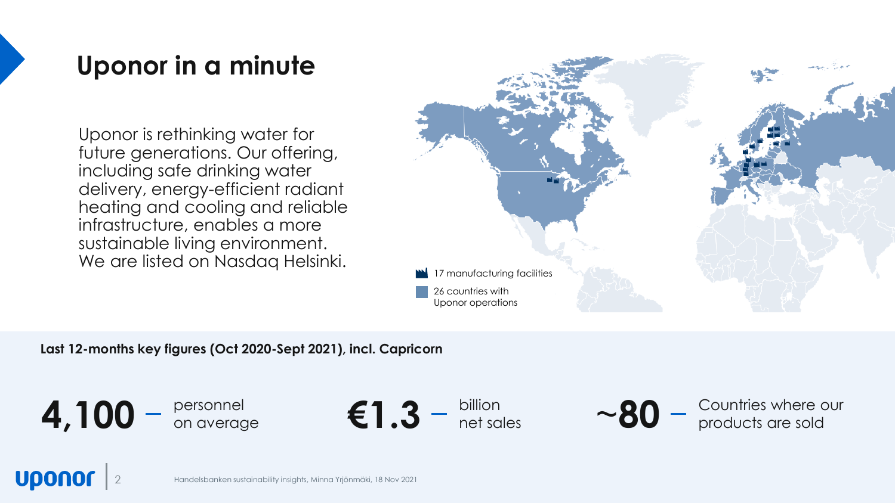# Uponor in a minute

Uponor is rethinking water for future generations. Our offering, including safe drinking water delivery, energy-efficient radiant heating and cooling and reliable infrastructure, enables a more sustainable living environment. We are listed on Nasdaq Helsinki.

17 manufacturing facilities

26 countries with Uponor operations

**Last 12-months key figures (Oct 2020-Sept 2021), incl. Capricorn**

**4,100** – personnel on average

**€1.3** – billion net sales

**~80** – Countries where our products are sold

Handelsbanken sustainability insights, Minna Yrjönmäki, 18 Nov 2021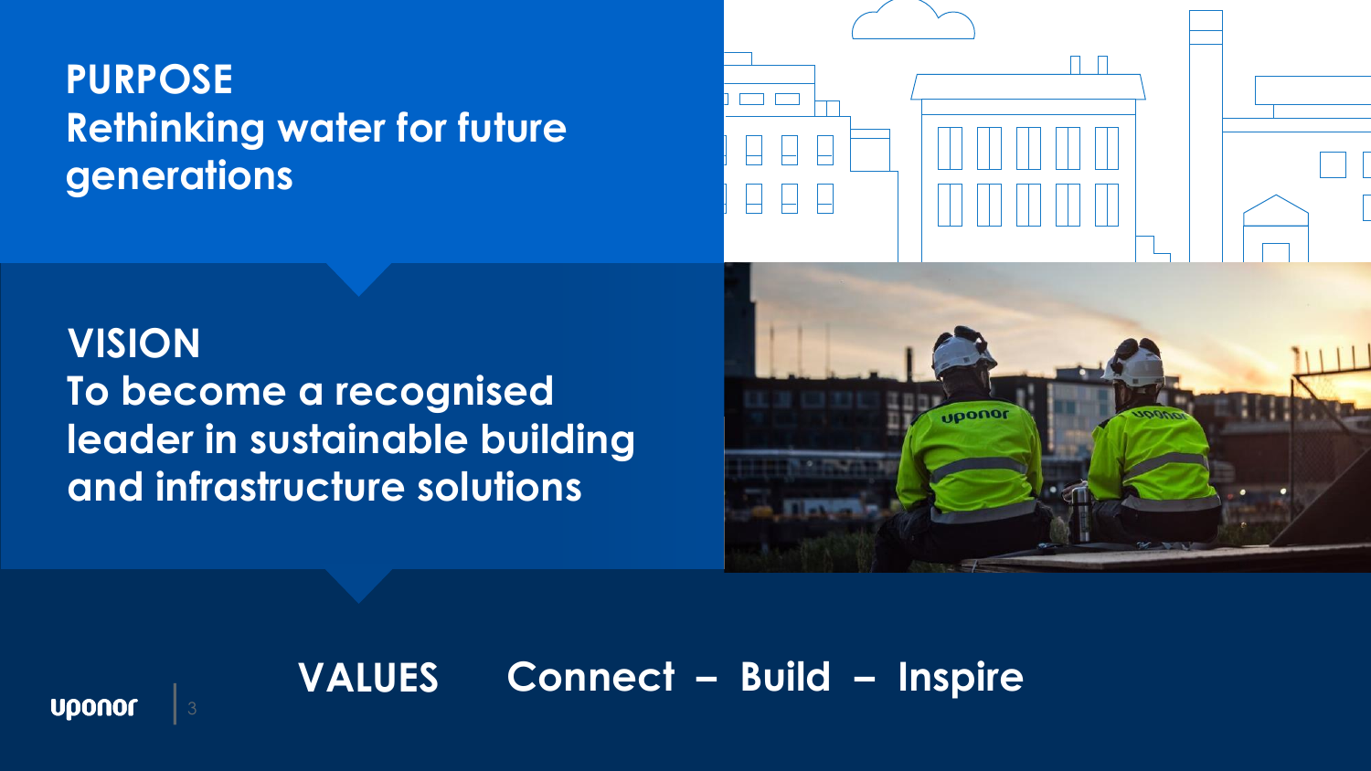## PURPOSE
**Rethinking water for future generations**

## VISION
**To become a recognised leader in sustainable building and infrastructure solutions**

## VALUES
**Connect – Build – Inspire**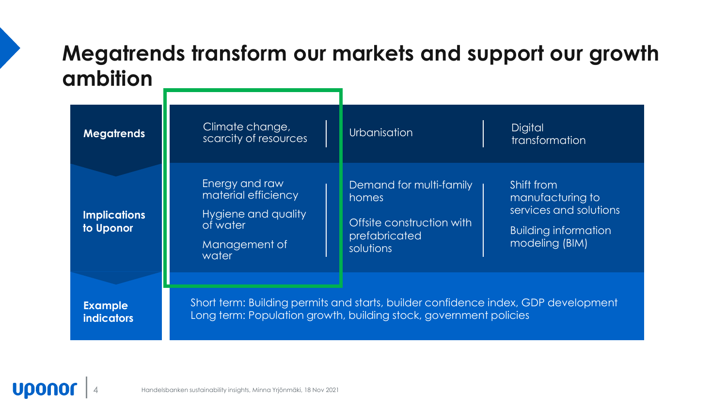# Megatrends transform our markets and support our growth ambition

| | | | |
|---|---|---|---|
| **Megatrends** | Climate change, scarcity of resources | Urbanisation | Digital transformation |
| **Implications to Uponor** | Energy and raw material efficiency<br>Hygiene and quality of water<br>Management of water | Demand for multi-family homes<br>Offsite construction with prefabricated solutions | Shift from manufacturing to services and solutions<br>Building information modeling (BIM) |
| **Example indicators** | Short term: Building permits and starts, builder confidence index, GDP development<br>Long term: Population growth, building stock, government policies | | |

Handelsbanken sustainability insights, Minna Yrjönmäki, 18 Nov 2021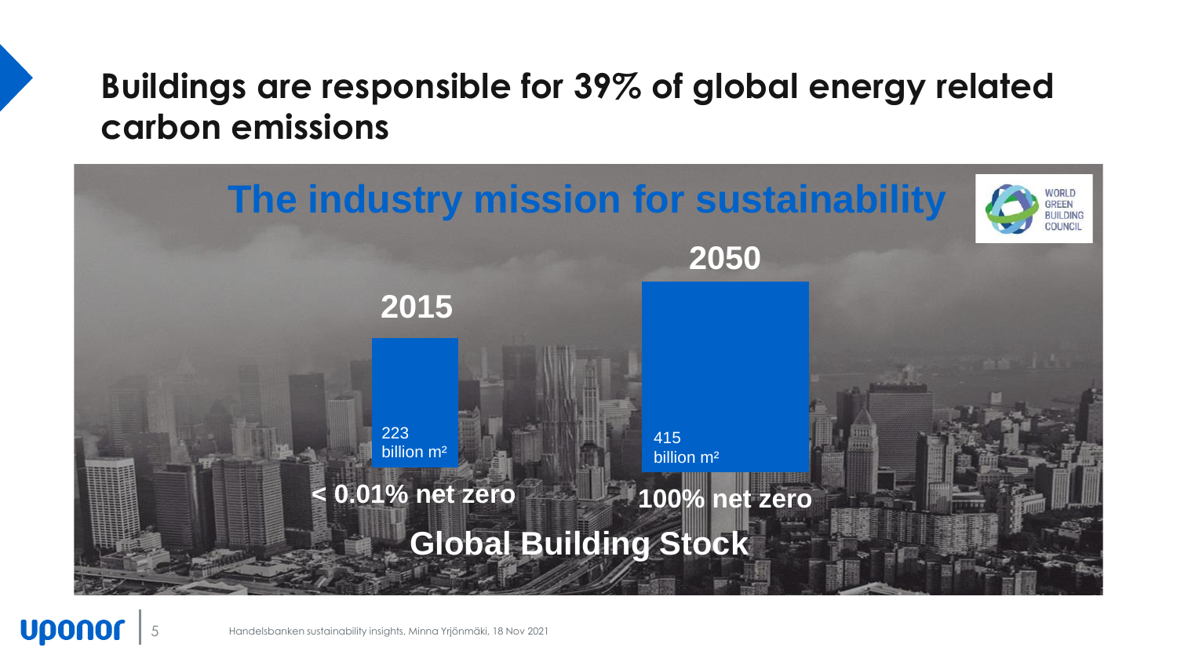# Buildings are responsible for 39% of global energy related carbon emissions

## The industry mission for sustainability

WORLD GREEN BUILDING COUNCIL

**2015**

223 billion m²

**< 0.01% net zero**

**2050**

415 billion m²

**100% net zero**

**Global Building Stock**

Handelsbanken sustainability insights, Minna Yrjönmäki, 18 Nov 2021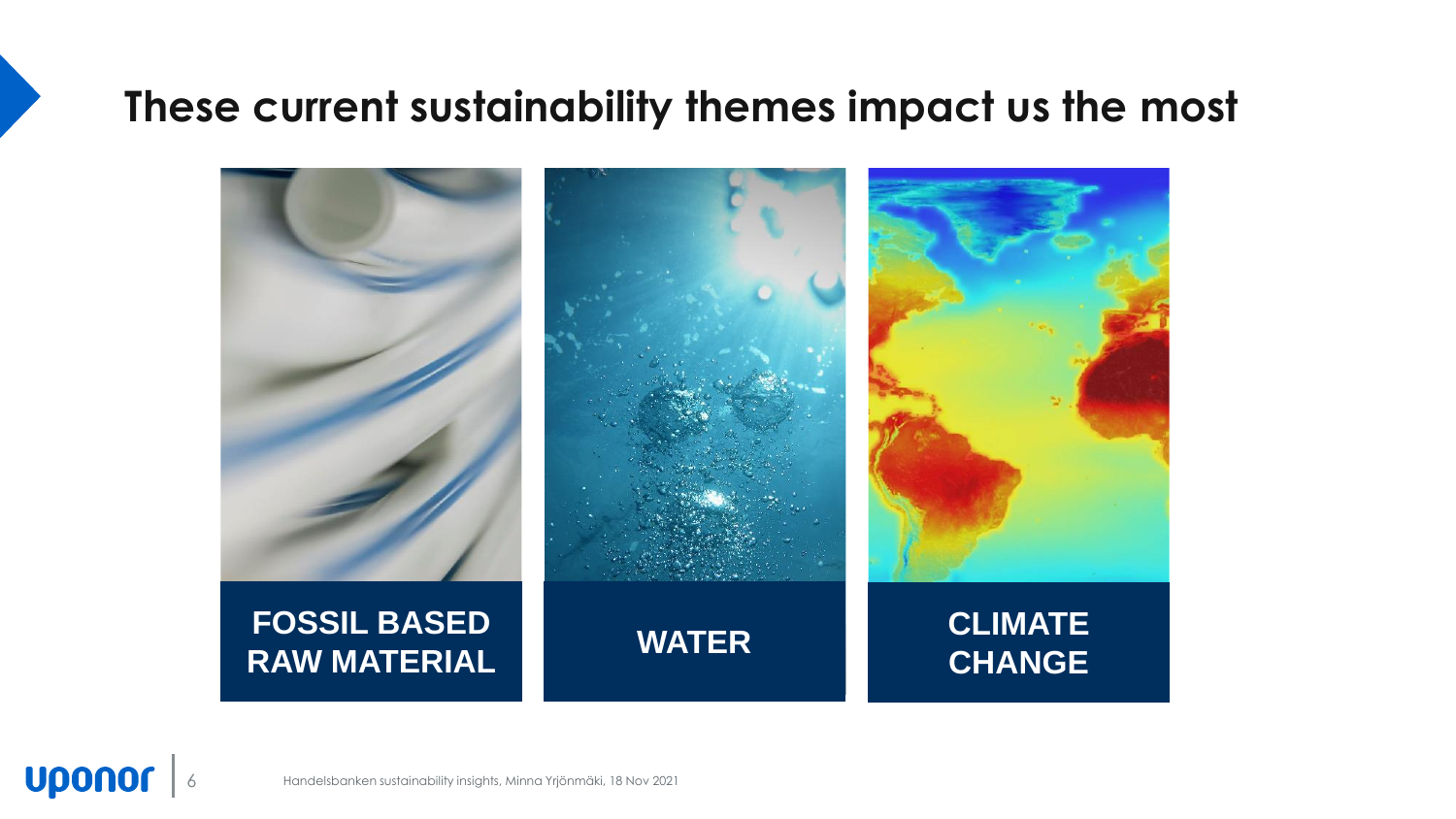# These current sustainability themes impact us the most

**FOSSIL BASED RAW MATERIAL**

**WATER**

**CLIMATE CHANGE**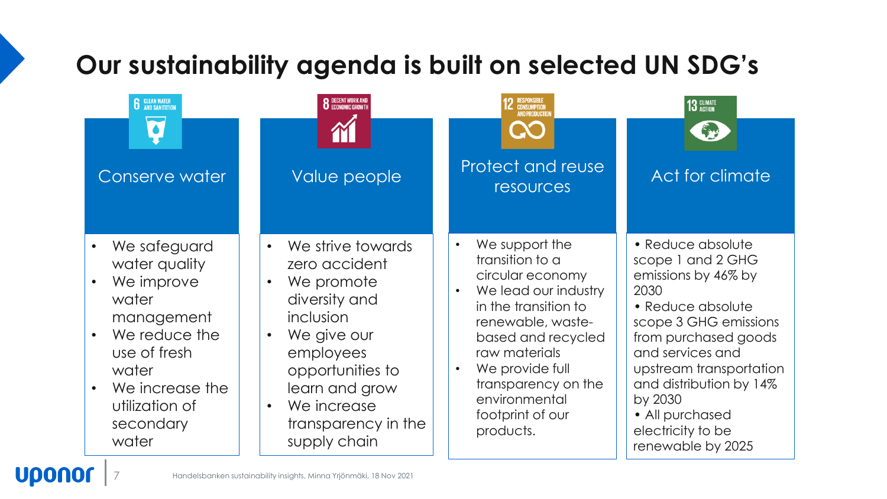# Our sustainability agenda is built on selected UN SDG's

## Conserve water

(6 CLEAN WATER AND SANITATION)

- We safeguard water quality
- We improve water management
- We reduce the use of fresh water
- We increase the utilization of secondary water

## Value people

(8 DECENT WORK AND ECONOMIC GROWTH)

- We strive towards zero accident
- We promote diversity and inclusion
- We give our employees opportunities to learn and grow
- We increase transparency in the supply chain

## Protect and reuse resources

(12 RESPONSIBLE CONSUMPTION AND PRODUCTION)

- We support the transition to a circular economy
- We lead our industry in the transition to renewable, waste-based and recycled raw materials
- We provide full transparency on the environmental footprint of our products.

## Act for climate

(13 CLIMATE ACTION)

- Reduce absolute scope 1 and 2 GHG emissions by 46% by 2030
- Reduce absolute scope 3 GHG emissions from purchased goods and services and upstream transportation and distribution by 14% by 2030
- All purchased electricity to be renewable by 2025

Handelsbanken sustainability insights, Minna Yrjönmäki, 18 Nov 2021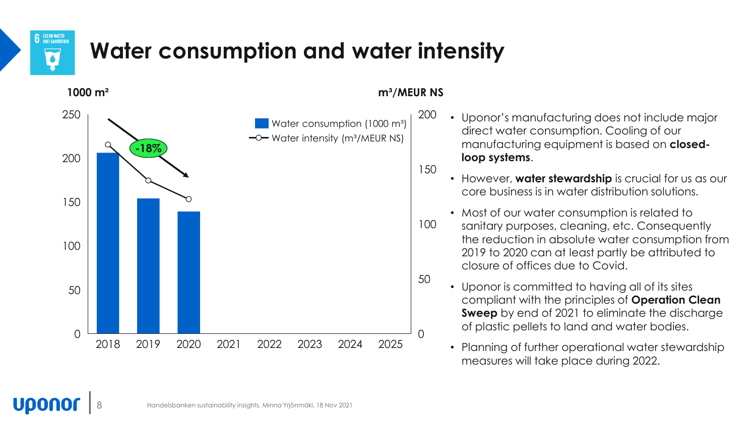# Water consumption and water intensity

1000 m²

m³/MEUR NS

- Water consumption (1000 m³)
- Water intensity (m³/MEUR NS)

-18%

| Year | 2018 | 2019 | 2020 | 2021 | 2022 | 2023 | 2024 | 2025 |
|---|---|---|---|---|---|---|---|---|

- Uponor's manufacturing does not include major direct water consumption. Cooling of our manufacturing equipment is based on **closed-loop systems**.
- However, **water stewardship** is crucial for us as our core business is in water distribution solutions.
- Most of our water consumption is related to sanitary purposes, cleaning, etc. Consequently the reduction in absolute water consumption from 2019 to 2020 can at least partly be attributed to closure of offices due to Covid.
- Uponor is committed to having all of its sites compliant with the principles of **Operation Clean Sweep** by end of 2021 to eliminate the discharge of plastic pellets to land and water bodies.
- Planning of further operational water stewardship measures will take place during 2022.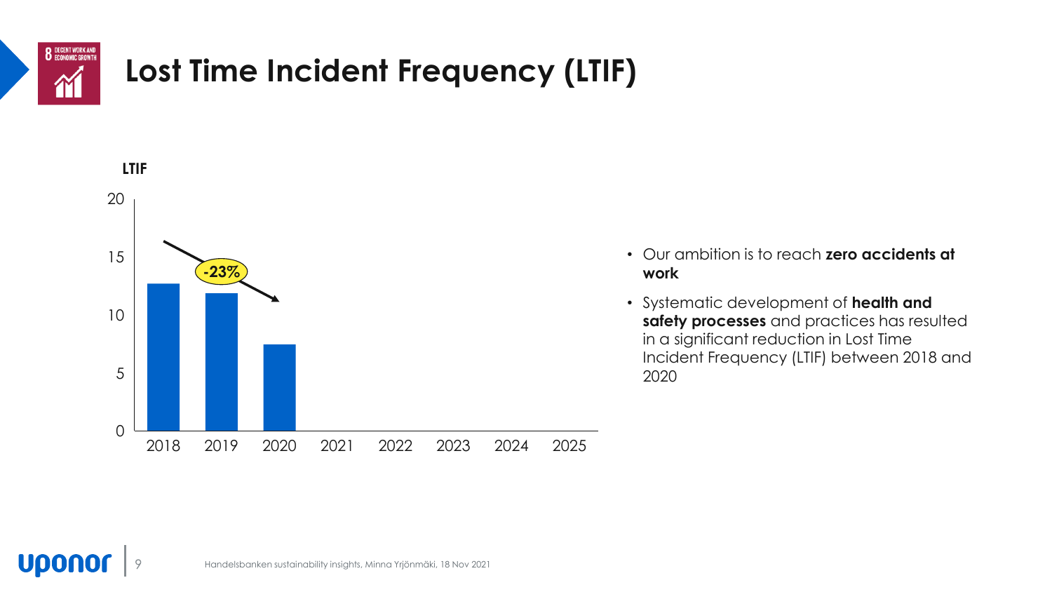# Lost Time Incident Frequency (LTIF)

**LTIF**

| Year | LTIF |
|---|---|
| 2018 | ~12.7 |
| 2019 | ~11.9 |
| 2020 | ~7.5 |
| 2021 | |
| 2022 | |
| 2023 | |
| 2024 | |
| 2025 | |

-23%

- Our ambition is to reach **zero accidents at work**
- Systematic development of **health and safety processes** and practices has resulted in a significant reduction in Lost Time Incident Frequency (LTIF) between 2018 and 2020

Handelsbanken sustainability insights, Minna Yrjönmäki, 18 Nov 2021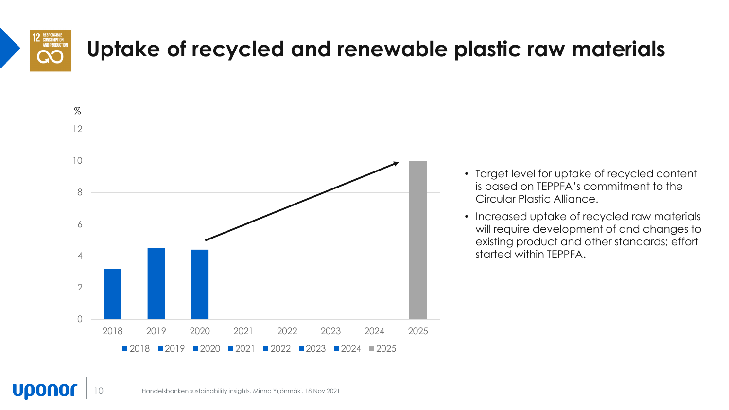# Uptake of recycled and renewable plastic raw materials

| Year | % |
|---|---|
| 2018 | 3.2 |
| 2019 | 4.5 |
| 2020 | 4.4 |
| 2021 | |
| 2022 | |
| 2023 | |
| 2024 | |
| 2025 | 10 |

- Target level for uptake of recycled content is based on TEPPFA's commitment to the Circular Plastic Alliance.
- Increased uptake of recycled raw materials will require development of and changes to existing product and other standards; effort started within TEPPFA.

Handelsbanken sustainability insights, Minna Yrjönmäki, 18 Nov 2021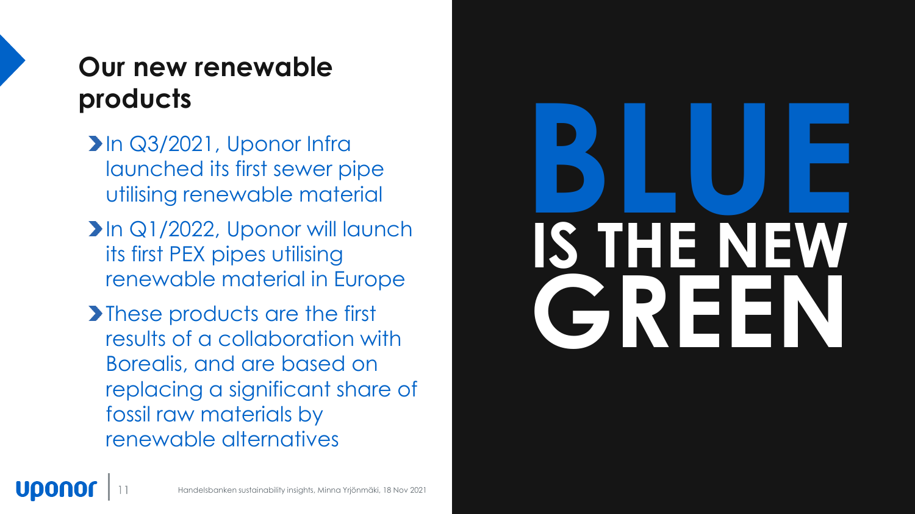## Our new renewable products

- In Q3/2021, Uponor Infra launched its first sewer pipe utilising renewable material
- In Q1/2022, Uponor will launch its first PEX pipes utilising renewable material in Europe
- These products are the first results of a collaboration with Borealis, and are based on replacing a significant share of fossil raw materials by renewable alternatives

**BLUE IS THE NEW GREEN**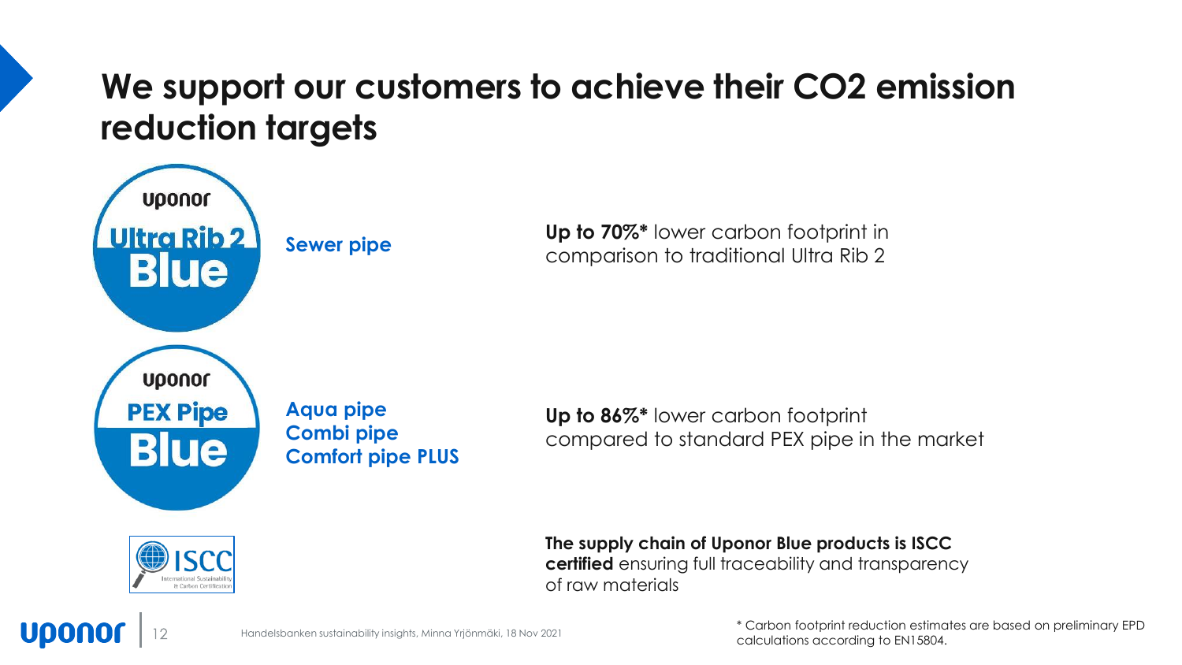# We support our customers to achieve their $CO_2$ emission reduction targets

**Uponor Ultra Rib 2 Blue**

**Sewer pipe**

**Up to 70%*** lower carbon footprint in comparison to traditional Ultra Rib 2

**Uponor PEX Pipe Blue**

**Aqua pipe**
**Combi pipe**
**Comfort pipe PLUS**

**Up to 86%*** lower carbon footprint compared to standard PEX pipe in the market

ISCC – International Sustainability & Carbon Certification

**The supply chain of Uponor Blue products is ISCC certified** ensuring full traceability and transparency of raw materials

Handelsbanken sustainability insights, Minna Yrjönmäki, 18 Nov 2021

* Carbon footprint reduction estimates are based on preliminary EPD calculations according to EN15804.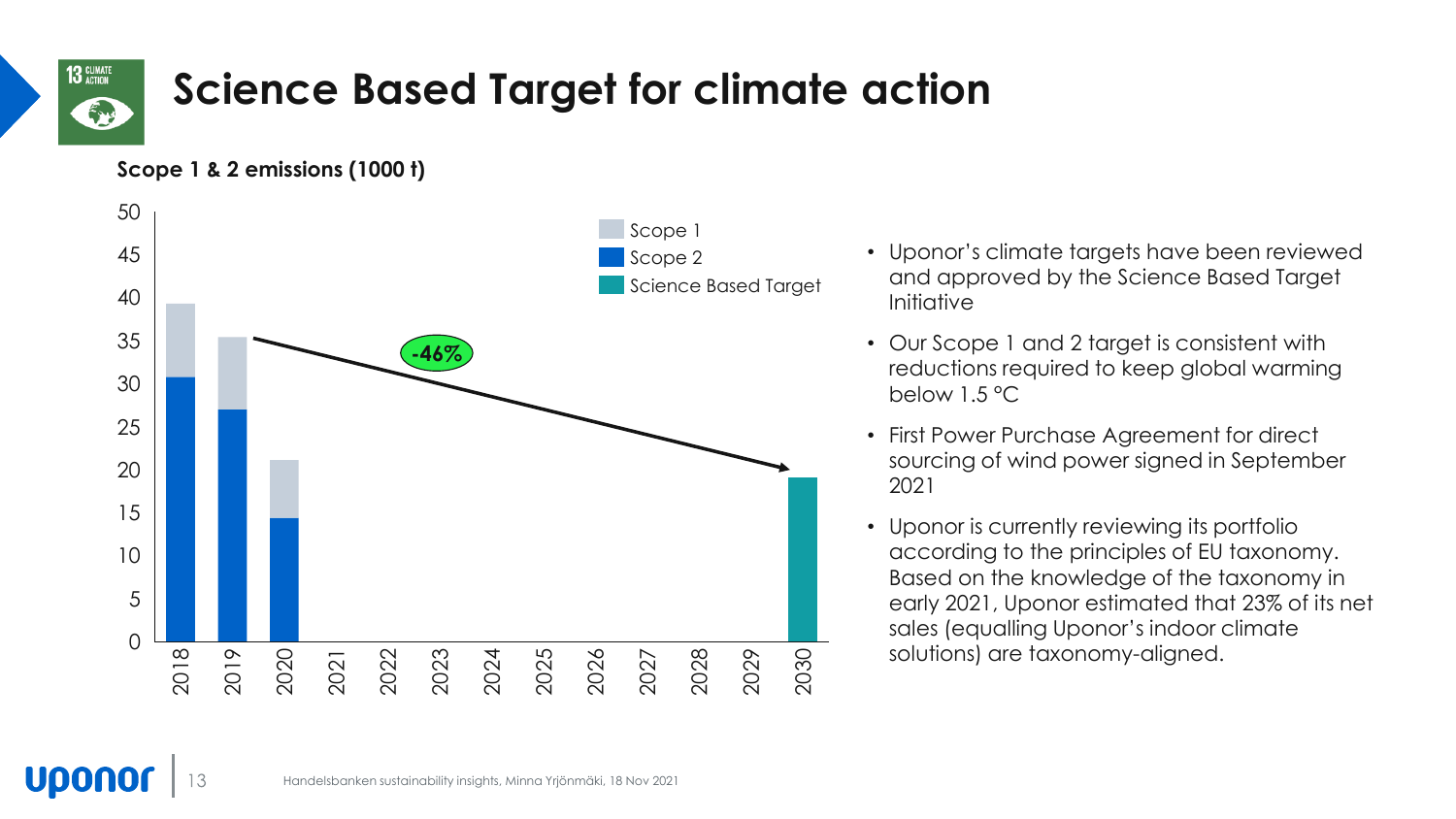# Science Based Target for climate action

**Scope 1 & 2 emissions (1000 t)**

- Uponor's climate targets have been reviewed and approved by the Science Based Target Initiative
- Our Scope 1 and 2 target is consistent with reductions required to keep global warming below 1.5 °C
- First Power Purchase Agreement for direct sourcing of wind power signed in September 2021
- Uponor is currently reviewing its portfolio according to the principles of EU taxonomy. Based on the knowledge of the taxonomy in early 2021, Uponor estimated that 23% of its net sales (equalling Uponor's indoor climate solutions) are taxonomy-aligned.

Handelsbanken sustainability insights, Minna Yrjönmäki, 18 Nov 2021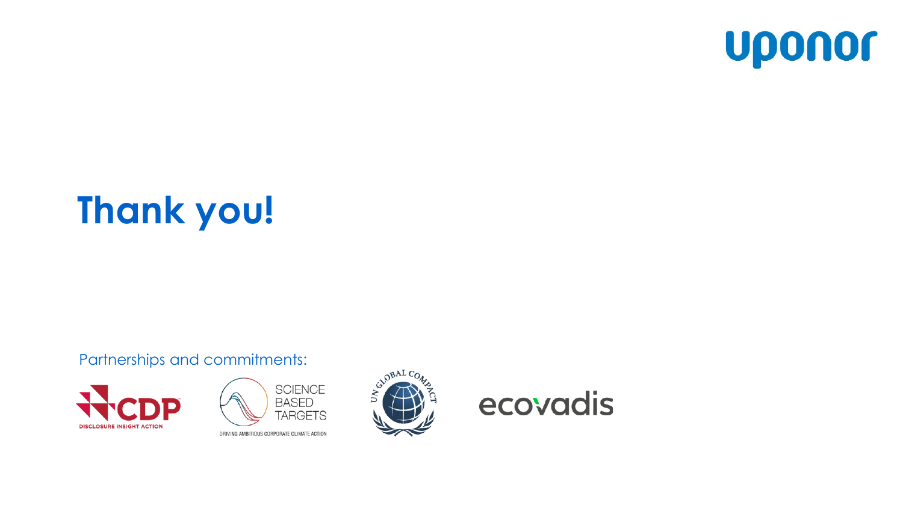# Thank you!

Partnerships and commitments: